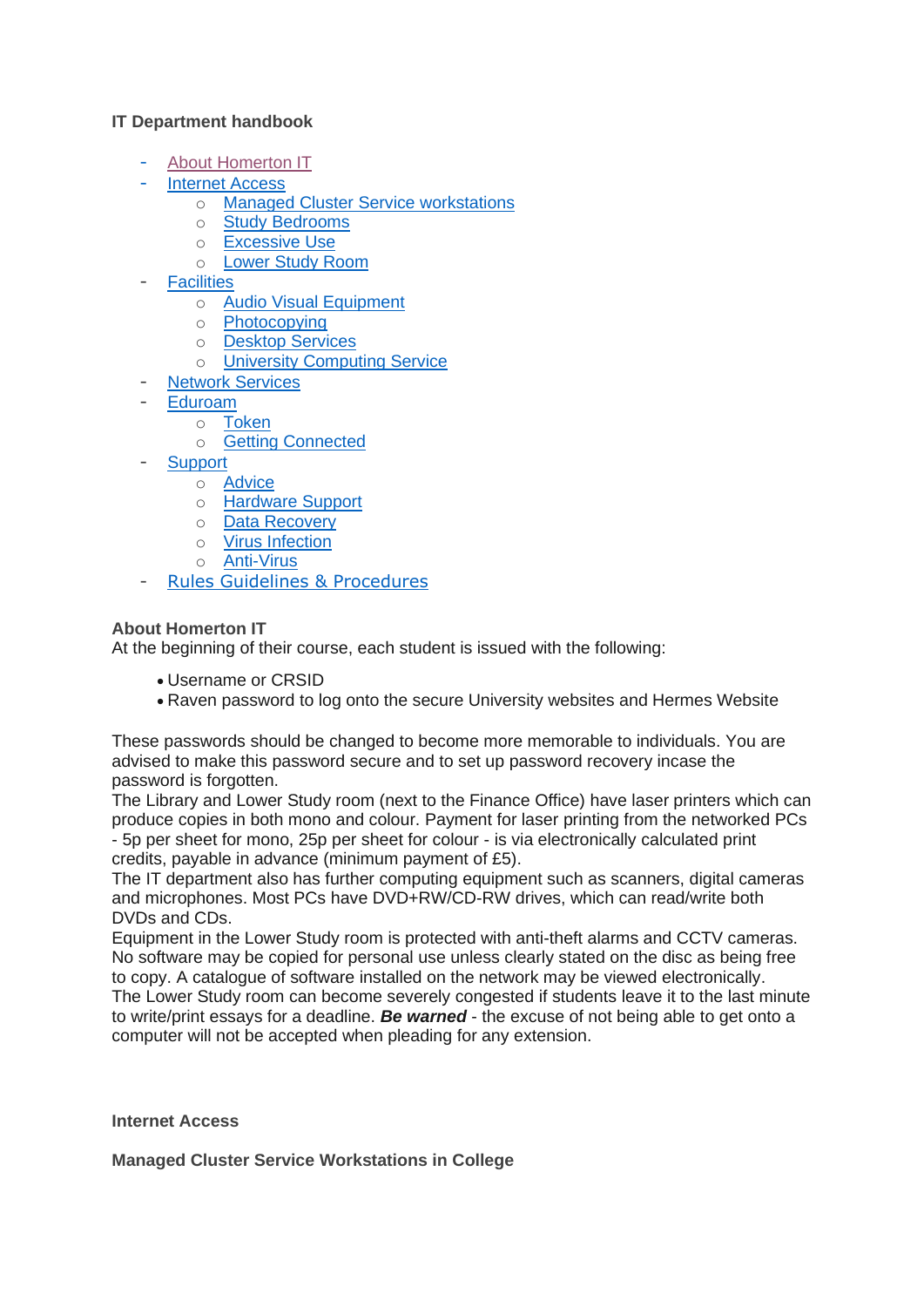**IT Department handbook**

- About Homerton IT
- Internet Access
    - Managed Cluster Service workstations
    - Study Bedrooms
    - Excessive Use
    - Lower Study Room
- Facilities
    - Audio Visual Equipment
    - Photocopying
    - Desktop Services
    - University Computing Service
- Network Services
- Eduroam
    - Token
    - Getting Connected
- Support
    - Advice
    - Hardware Support
    - Data Recovery
    - Virus Infection
    - Anti-Virus
- Rules Guidelines & Procedures

**About Homerton IT**

At the beginning of their course, each student is issued with the following:

- Username or CRSID
- Raven password to log onto the secure University websites and Hermes Website

These passwords should be changed to become more memorable to individuals. You are advised to make this password secure and to set up password recovery incase the password is forgotten.

The Library and Lower Study room (next to the Finance Office) have laser printers which can produce copies in both mono and colour. Payment for laser printing from the networked PCs - 5p per sheet for mono, 25p per sheet for colour - is via electronically calculated print credits, payable in advance (minimum payment of £5).

The IT department also has further computing equipment such as scanners, digital cameras and microphones. Most PCs have DVD+RW/CD-RW drives, which can read/write both DVDs and CDs.

Equipment in the Lower Study room is protected with anti-theft alarms and CCTV cameras. No software may be copied for personal use unless clearly stated on the disc as being free to copy. A catalogue of software installed on the network may be viewed electronically.

The Lower Study room can become severely congested if students leave it to the last minute to write/print essays for a deadline. ***Be warned*** - the excuse of not being able to get onto a computer will not be accepted when pleading for any extension.

**Internet Access**

**Managed Cluster Service Workstations in College**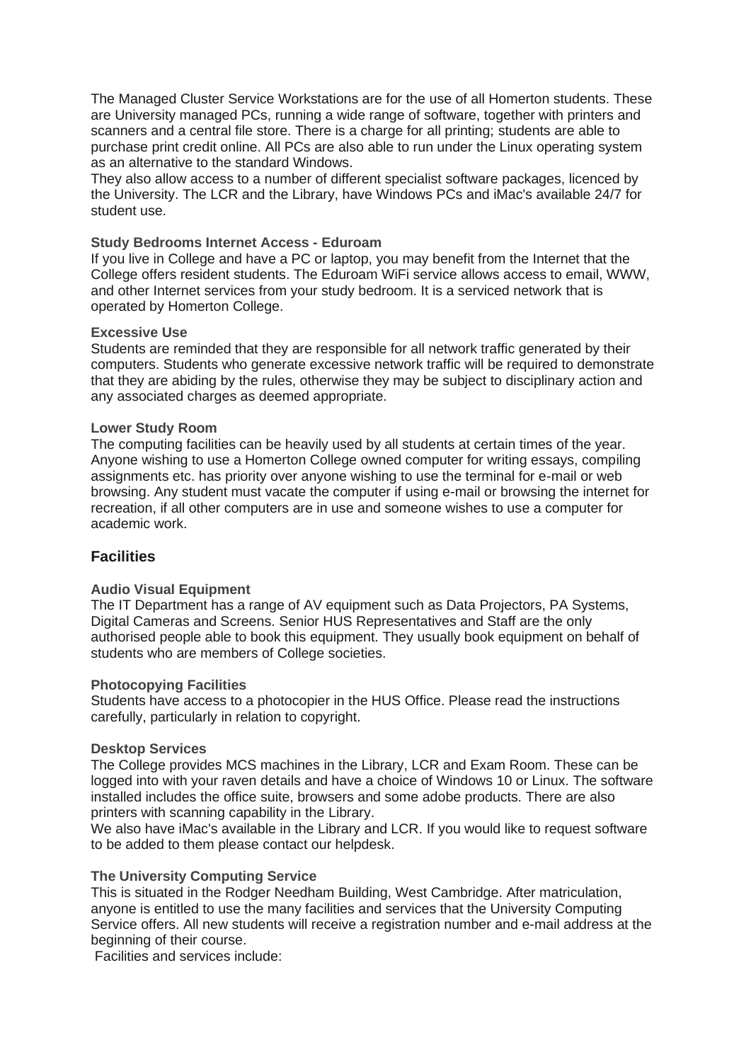The Managed Cluster Service Workstations are for the use of all Homerton students. These are University managed PCs, running a wide range of software, together with printers and scanners and a central file store. There is a charge for all printing; students are able to purchase print credit online. All PCs are also able to run under the Linux operating system as an alternative to the standard Windows.
They also allow access to a number of different specialist software packages, licenced by the University. The LCR and the Library, have Windows PCs and iMac's available 24/7 for student use.

#### Study Bedrooms Internet Access - Eduroam

If you live in College and have a PC or laptop, you may benefit from the Internet that the College offers resident students. The Eduroam WiFi service allows access to email, WWW, and other Internet services from your study bedroom. It is a serviced network that is operated by Homerton College.

#### Excessive Use

Students are reminded that they are responsible for all network traffic generated by their computers. Students who generate excessive network traffic will be required to demonstrate that they are abiding by the rules, otherwise they may be subject to disciplinary action and any associated charges as deemed appropriate.

#### Lower Study Room

The computing facilities can be heavily used by all students at certain times of the year. Anyone wishing to use a Homerton College owned computer for writing essays, compiling assignments etc. has priority over anyone wishing to use the terminal for e-mail or web browsing. Any student must vacate the computer if using e-mail or browsing the internet for recreation, if all other computers are in use and someone wishes to use a computer for academic work.

### Facilities

#### Audio Visual Equipment

The IT Department has a range of AV equipment such as Data Projectors, PA Systems, Digital Cameras and Screens. Senior HUS Representatives and Staff are the only authorised people able to book this equipment. They usually book equipment on behalf of students who are members of College societies.

#### Photocopying Facilities

Students have access to a photocopier in the HUS Office. Please read the instructions carefully, particularly in relation to copyright.

#### Desktop Services

The College provides MCS machines in the Library, LCR and Exam Room. These can be logged into with your raven details and have a choice of Windows 10 or Linux. The software installed includes the office suite, browsers and some adobe products. There are also printers with scanning capability in the Library.
We also have iMac's available in the Library and LCR. If you would like to request software to be added to them please contact our helpdesk.

#### The University Computing Service

This is situated in the Rodger Needham Building, West Cambridge. After matriculation, anyone is entitled to use the many facilities and services that the University Computing Service offers. All new students will receive a registration number and e-mail address at the beginning of their course.
Facilities and services include: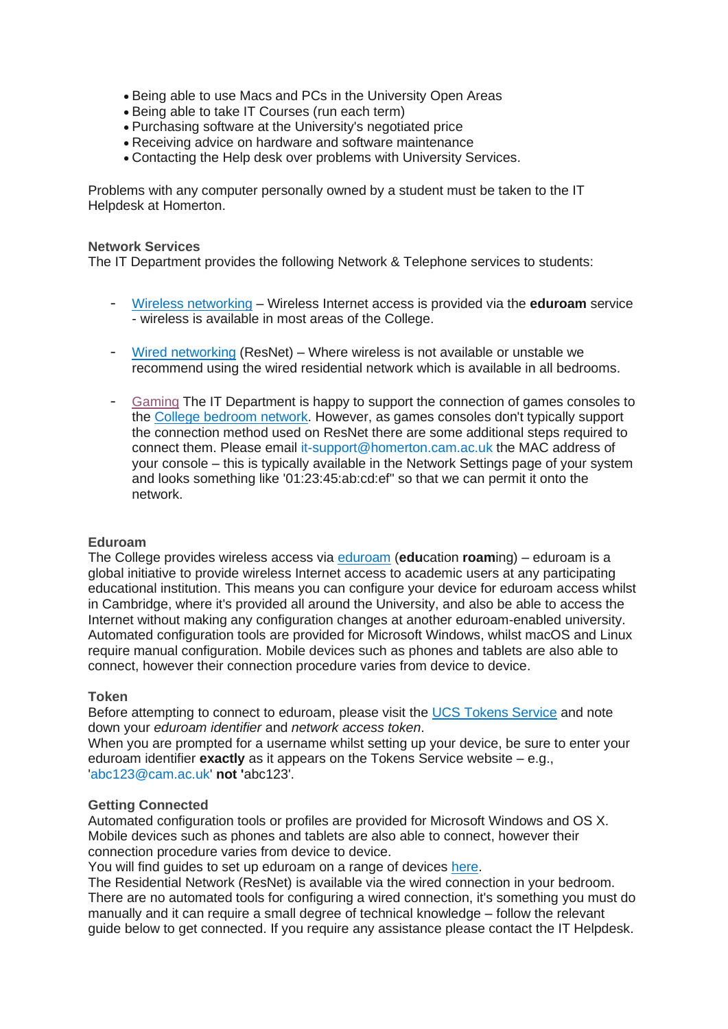- Being able to use Macs and PCs in the University Open Areas
- Being able to take IT Courses (run each term)
- Purchasing software at the University's negotiated price
- Receiving advice on hardware and software maintenance
- Contacting the Help desk over problems with University Services.

Problems with any computer personally owned by a student must be taken to the IT Helpdesk at Homerton.

**Network Services**
The IT Department provides the following Network & Telephone services to students:

- Wireless networking – Wireless Internet access is provided via the **eduroam** service - wireless is available in most areas of the College.
- Wired networking (ResNet) – Where wireless is not available or unstable we recommend using the wired residential network which is available in all bedrooms.
- Gaming The IT Department is happy to support the connection of games consoles to the College bedroom network. However, as games consoles don't typically support the connection method used on ResNet there are some additional steps required to connect them. Please email it-support@homerton.cam.ac.uk the MAC address of your console – this is typically available in the Network Settings page of your system and looks something like '01:23:45:ab:cd:ef" so that we can permit it onto the network.

**Eduroam**
The College provides wireless access via eduroam (**edu**cation **roam**ing) – eduroam is a global initiative to provide wireless Internet access to academic users at any participating educational institution. This means you can configure your device for eduroam access whilst in Cambridge, where it's provided all around the University, and also be able to access the Internet without making any configuration changes at another eduroam-enabled university. Automated configuration tools are provided for Microsoft Windows, whilst macOS and Linux require manual configuration. Mobile devices such as phones and tablets are also able to connect, however their connection procedure varies from device to device.

**Token**
Before attempting to connect to eduroam, please visit the UCS Tokens Service and note down your *eduroam identifier* and *network access token*.
When you are prompted for a username whilst setting up your device, be sure to enter your eduroam identifier **exactly** as it appears on the Tokens Service website – e.g., 'abc123@cam.ac.uk' **not '**abc123'.

**Getting Connected**
Automated configuration tools or profiles are provided for Microsoft Windows and OS X. Mobile devices such as phones and tablets are also able to connect, however their connection procedure varies from device to device.
You will find guides to set up eduroam on a range of devices here.
The Residential Network (ResNet) is available via the wired connection in your bedroom. There are no automated tools for configuring a wired connection, it's something you must do manually and it can require a small degree of technical knowledge – follow the relevant guide below to get connected. If you require any assistance please contact the IT Helpdesk.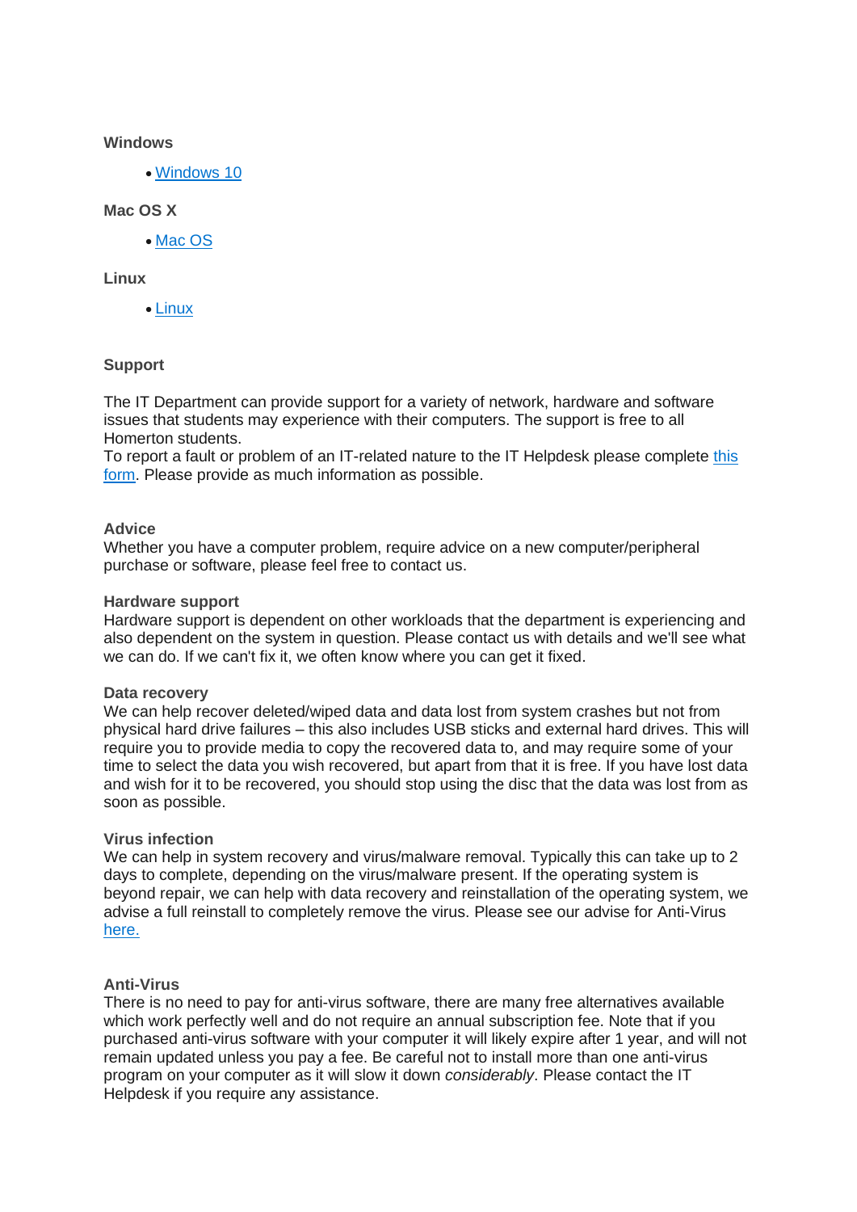**Windows**

- Windows 10

**Mac OS X**

- Mac OS

**Linux**

- Linux

**Support**

The IT Department can provide support for a variety of network, hardware and software issues that students may experience with their computers. The support is free to all Homerton students.
To report a fault or problem of an IT-related nature to the IT Helpdesk please complete this form. Please provide as much information as possible.

**Advice**
Whether you have a computer problem, require advice on a new computer/peripheral purchase or software, please feel free to contact us.

**Hardware support**
Hardware support is dependent on other workloads that the department is experiencing and also dependent on the system in question. Please contact us with details and we'll see what we can do. If we can't fix it, we often know where you can get it fixed.

**Data recovery**
We can help recover deleted/wiped data and data lost from system crashes but not from physical hard drive failures – this also includes USB sticks and external hard drives. This will require you to provide media to copy the recovered data to, and may require some of your time to select the data you wish recovered, but apart from that it is free. If you have lost data and wish for it to be recovered, you should stop using the disc that the data was lost from as soon as possible.

**Virus infection**
We can help in system recovery and virus/malware removal. Typically this can take up to 2 days to complete, depending on the virus/malware present. If the operating system is beyond repair, we can help with data recovery and reinstallation of the operating system, we advise a full reinstall to completely remove the virus. Please see our advise for Anti-Virus here.

**Anti-Virus**
There is no need to pay for anti-virus software, there are many free alternatives available which work perfectly well and do not require an annual subscription fee. Note that if you purchased anti-virus software with your computer it will likely expire after 1 year, and will not remain updated unless you pay a fee. Be careful not to install more than one anti-virus program on your computer as it will slow it down *considerably*. Please contact the IT Helpdesk if you require any assistance.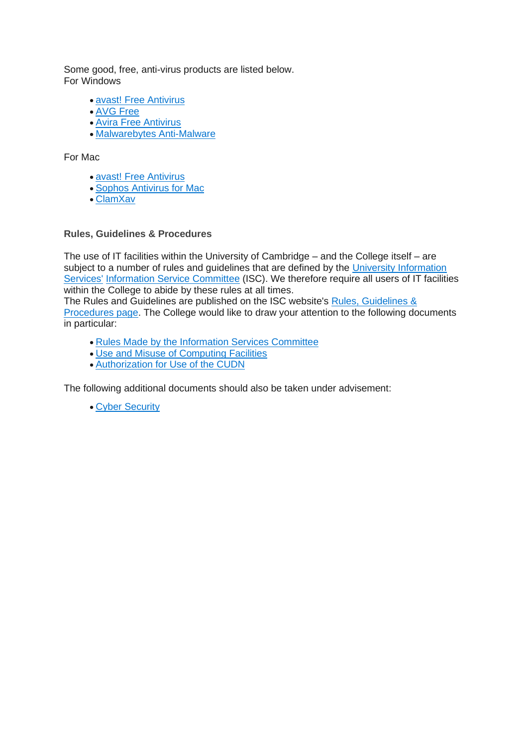Some good, free, anti-virus products are listed below.
For Windows

- avast! Free Antivirus
- AVG Free
- Avira Free Antivirus
- Malwarebytes Anti-Malware

For Mac

- avast! Free Antivirus
- Sophos Antivirus for Mac
- ClamXav

**Rules, Guidelines & Procedures**

The use of IT facilities within the University of Cambridge – and the College itself – are subject to a number of rules and guidelines that are defined by the University Information Services' Information Service Committee (ISC). We therefore require all users of IT facilities within the College to abide by these rules at all times.
The Rules and Guidelines are published on the ISC website's Rules, Guidelines & Procedures page. The College would like to draw your attention to the following documents in particular:

- Rules Made by the Information Services Committee
- Use and Misuse of Computing Facilities
- Authorization for Use of the CUDN

The following additional documents should also be taken under advisement:

- Cyber Security